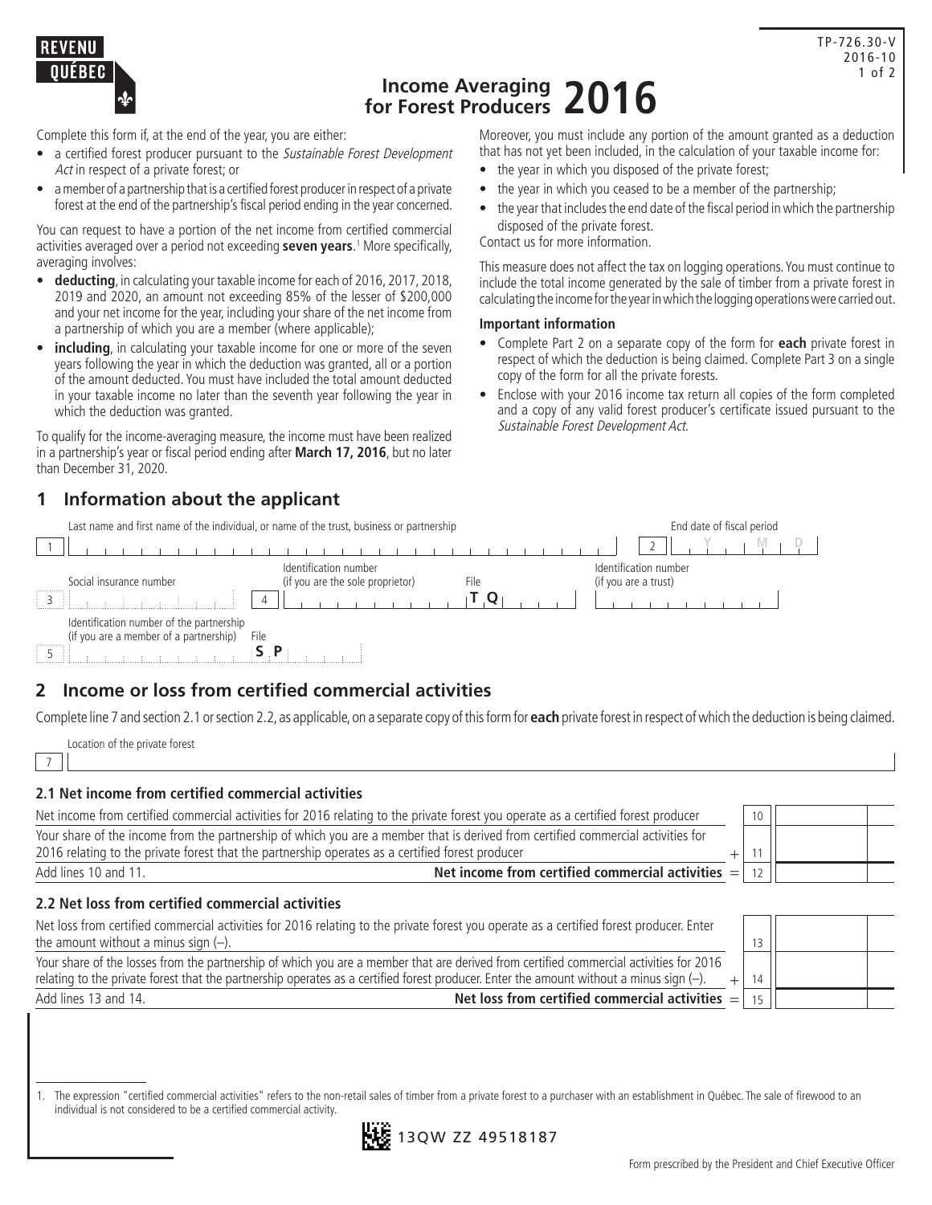REVENU QUÉBEC

TP-726.30-V 2016-10

# Income Averaging for Forest Producers 2016

Complete this form if, at the end of the year, you are either:

- a certified forest producer pursuant to the *Sustainable Forest Development Act* in respect of a private forest; or
- a member of a partnership that is a certified forest producer in respect of a private forest at the end of the partnership's fiscal period ending in the year concerned.

You can request to have a portion of the net income from certified commercial activities averaged over a period not exceeding **seven years**.[1] More specifically, averaging involves:

- **deducting**, in calculating your taxable income for each of 2016, 2017, 2018, 2019 and 2020, an amount not exceeding 85% of the lesser of $200,000 and your net income for the year, including your share of the net income from a partnership of which you are a member (where applicable);
- **including**, in calculating your taxable income for one or more of the seven years following the year in which the deduction was granted, all or a portion of the amount deducted. You must have included the total amount deducted in your taxable income no later than the seventh year following the year in which the deduction was granted.

To qualify for the income-averaging measure, the income must have been realized in a partnership's year or fiscal period ending after **March 17, 2016**, but no later than December 31, 2020.

Moreover, you must include any portion of the amount granted as a deduction that has not yet been included, in the calculation of your taxable income for:

- the year in which you disposed of the private forest;
- the year in which you ceased to be a member of the partnership;
- the year that includes the end date of the fiscal period in which the partnership disposed of the private forest.

Contact us for more information.

This measure does not affect the tax on logging operations. You must continue to include the total income generated by the sale of timber from a private forest in calculating the income for the year in which the logging operations were carried out.

**Important information**

- Complete Part 2 on a separate copy of the form for **each** private forest in respect of which the deduction is being claimed. Complete Part 3 on a single copy of the form for all the private forests.
- Enclose with your 2016 income tax return all copies of the form completed and a copy of any valid forest producer's certificate issued pursuant to the *Sustainable Forest Development Act*.

## 1 Information about the applicant

1 Last name and first name of the individual, or name of the trust, business or partnership

2 End date of fiscal period (Y M D)

3 Social insurance number

4 Identification number (if you are the sole proprietor) File T Q

Identification number (if you are a trust)

5 Identification number of the partnership (if you are a member of a partnership) File S P

## 2 Income or loss from certified commercial activities

Complete line 7 and section 2.1 or section 2.2, as applicable, on a separate copy of this form for **each** private forest in respect of which the deduction is being claimed.

7 Location of the private forest

### 2.1 Net income from certified commercial activities

| Description | | Line | Amount |
|---|---|---|---|
| Net income from certified commercial activities for 2016 relating to the private forest you operate as a certified forest producer | | 10 | |
| Your share of the income from the partnership of which you are a member that is derived from certified commercial activities for 2016 relating to the private forest that the partnership operates as a certified forest producer | + | 11 | |
| Add lines 10 and 11. **Net income from certified commercial activities** | = | 12 | |

### 2.2 Net loss from certified commercial activities

| Description | | Line | Amount |
|---|---|---|---|
| Net loss from certified commercial activities for 2016 relating to the private forest you operate as a certified forest producer. Enter the amount without a minus sign (–). | | 13 | |
| Your share of the losses from the partnership of which you are a member that are derived from certified commercial activities for 2016 relating to the private forest that the partnership operates as a certified forest producer. Enter the amount without a minus sign (–). | + | 14 | |
| Add lines 13 and 14. **Net loss from certified commercial activities** | = | 15 | |

1. The expression "certified commercial activities" refers to the non-retail sales of timber from a private forest to a purchaser with an establishment in Québec. The sale of firewood to an individual is not considered to be a certified commercial activity.

13QW ZZ 49518187

Form prescribed by the President and Chief Executive Officer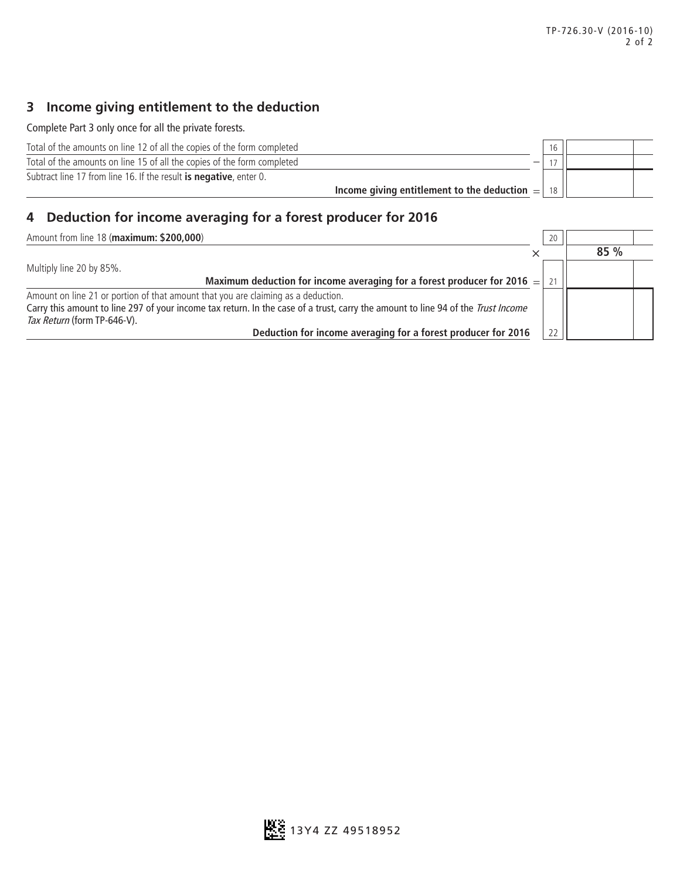## 3 Income giving entitlement to the deduction

Complete Part 3 only once for all the private forests.

| | | | |
|---|---|---|---|
| Total of the amounts on line 12 of all the copies of the form completed | | 16 | |
| Total of the amounts on line 15 of all the copies of the form completed | − | 17 | |
| Subtract line 17 from line 16. If the result **is negative**, enter 0. **Income giving entitlement to the deduction** | = | 18 | |

## 4 Deduction for income averaging for a forest producer for 2016

| | | | |
|---|---|---|---|
| Amount from line 18 (**maximum: $200,000**) | | 20 | |
| | × | | **85 %** |
| Multiply line 20 by 85%. **Maximum deduction for income averaging for a forest producer for 2016** | = | 21 | |
| Amount on line 21 or portion of that amount that you are claiming as a deduction. Carry this amount to line 297 of your income tax return. In the case of a trust, carry the amount to line 94 of the *Trust Income Tax Return* (form TP-646-V). **Deduction for income averaging for a forest producer for 2016** | | 22 | |

13Y4 ZZ 49518952